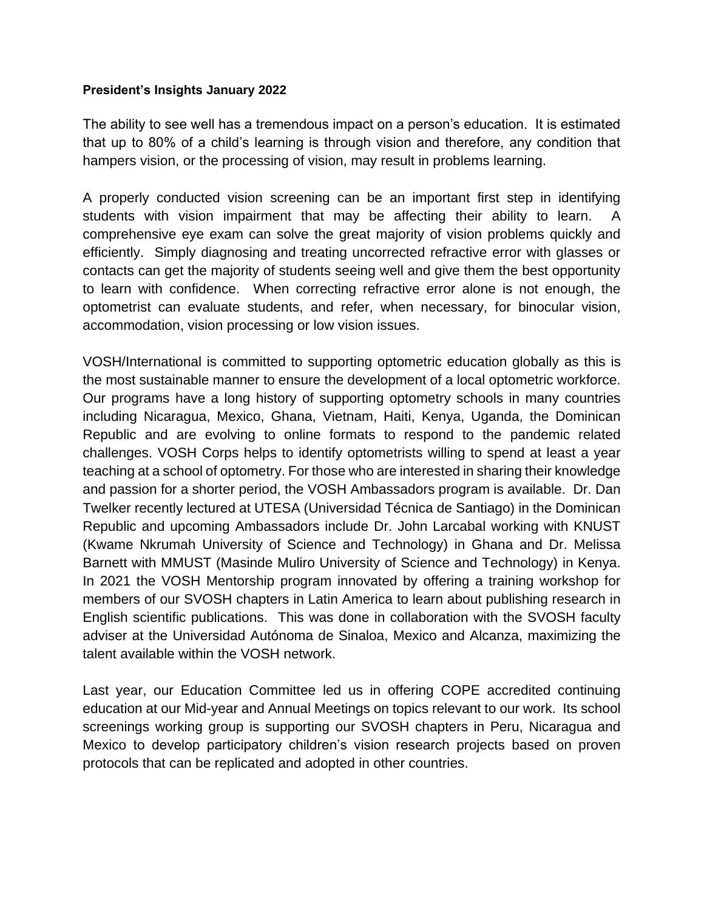**President's Insights January 2022**

The ability to see well has a tremendous impact on a person's education. It is estimated that up to 80% of a child's learning is through vision and therefore, any condition that hampers vision, or the processing of vision, may result in problems learning.

A properly conducted vision screening can be an important first step in identifying students with vision impairment that may be affecting their ability to learn. A comprehensive eye exam can solve the great majority of vision problems quickly and efficiently. Simply diagnosing and treating uncorrected refractive error with glasses or contacts can get the majority of students seeing well and give them the best opportunity to learn with confidence. When correcting refractive error alone is not enough, the optometrist can evaluate students, and refer, when necessary, for binocular vision, accommodation, vision processing or low vision issues.

VOSH/International is committed to supporting optometric education globally as this is the most sustainable manner to ensure the development of a local optometric workforce. Our programs have a long history of supporting optometry schools in many countries including Nicaragua, Mexico, Ghana, Vietnam, Haiti, Kenya, Uganda, the Dominican Republic and are evolving to online formats to respond to the pandemic related challenges. VOSH Corps helps to identify optometrists willing to spend at least a year teaching at a school of optometry. For those who are interested in sharing their knowledge and passion for a shorter period, the VOSH Ambassadors program is available. Dr. Dan Twelker recently lectured at UTESA (Universidad Técnica de Santiago) in the Dominican Republic and upcoming Ambassadors include Dr. John Larcabal working with KNUST (Kwame Nkrumah University of Science and Technology) in Ghana and Dr. Melissa Barnett with MMUST (Masinde Muliro University of Science and Technology) in Kenya. In 2021 the VOSH Mentorship program innovated by offering a training workshop for members of our SVOSH chapters in Latin America to learn about publishing research in English scientific publications. This was done in collaboration with the SVOSH faculty adviser at the Universidad Autónoma de Sinaloa, Mexico and Alcanza, maximizing the talent available within the VOSH network.

Last year, our Education Committee led us in offering COPE accredited continuing education at our Mid-year and Annual Meetings on topics relevant to our work. Its school screenings working group is supporting our SVOSH chapters in Peru, Nicaragua and Mexico to develop participatory children's vision research projects based on proven protocols that can be replicated and adopted in other countries.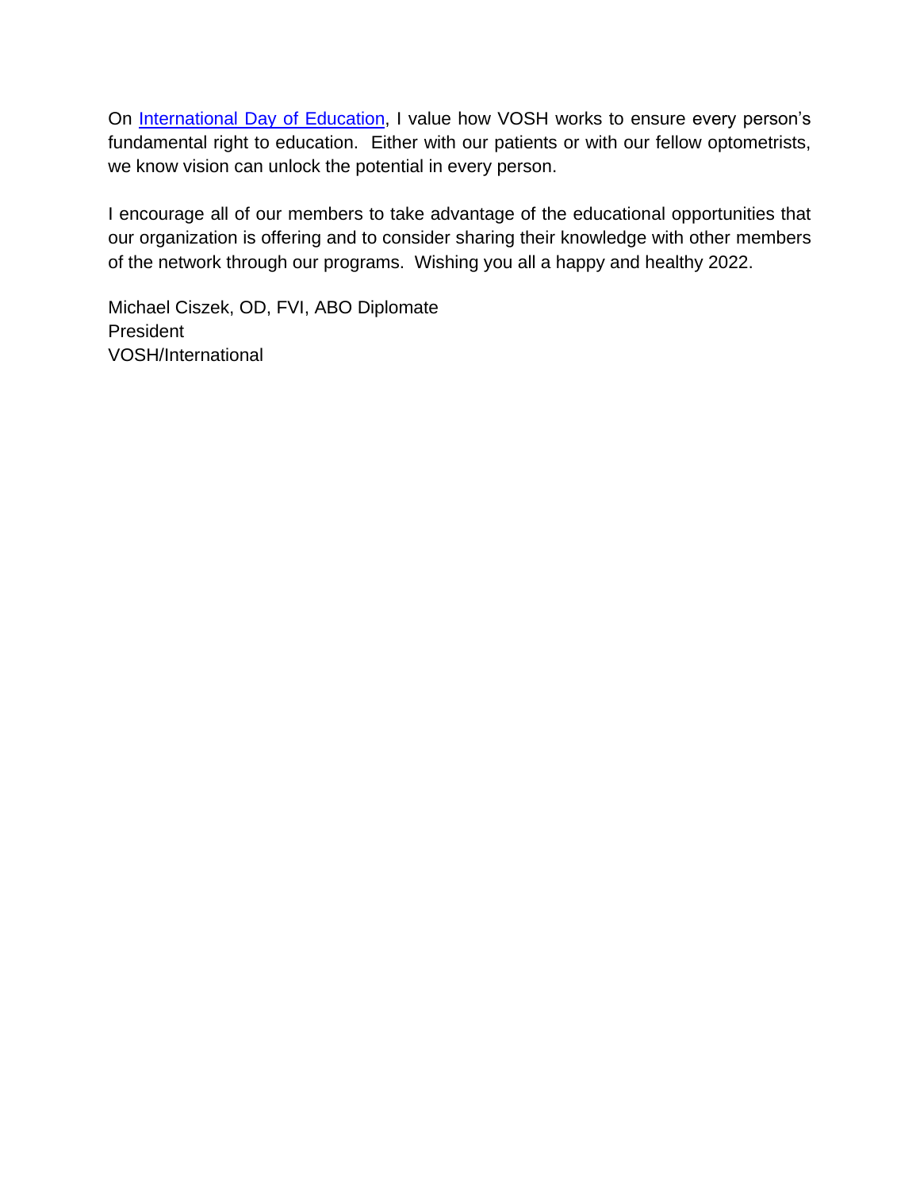On International Day of Education, I value how VOSH works to ensure every person's fundamental right to education. Either with our patients or with our fellow optometrists, we know vision can unlock the potential in every person.

I encourage all of our members to take advantage of the educational opportunities that our organization is offering and to consider sharing their knowledge with other members of the network through our programs. Wishing you all a happy and healthy 2022.

Michael Ciszek, OD, FVI, ABO Diplomate
President
VOSH/International